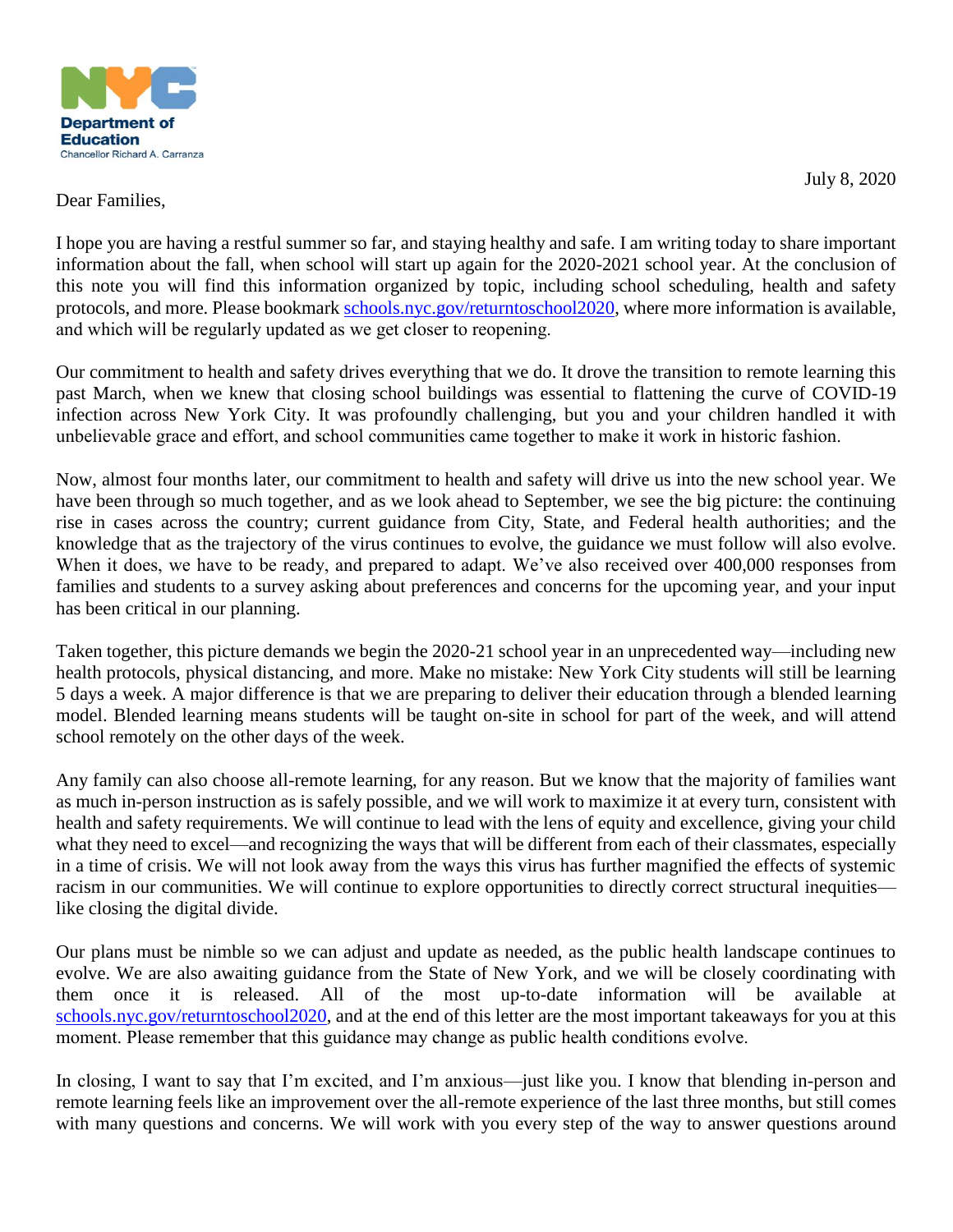**Department of Education**
Chancellor Richard A. Carranza

July 8, 2020

Dear Families,

I hope you are having a restful summer so far, and staying healthy and safe. I am writing today to share important information about the fall, when school will start up again for the 2020-2021 school year. At the conclusion of this note you will find this information organized by topic, including school scheduling, health and safety protocols, and more. Please bookmark [schools.nyc.gov/returntoschool2020](schools.nyc.gov/returntoschool2020), where more information is available, and which will be regularly updated as we get closer to reopening.

Our commitment to health and safety drives everything that we do. It drove the transition to remote learning this past March, when we knew that closing school buildings was essential to flattening the curve of COVID-19 infection across New York City. It was profoundly challenging, but you and your children handled it with unbelievable grace and effort, and school communities came together to make it work in historic fashion.

Now, almost four months later, our commitment to health and safety will drive us into the new school year. We have been through so much together, and as we look ahead to September, we see the big picture: the continuing rise in cases across the country; current guidance from City, State, and Federal health authorities; and the knowledge that as the trajectory of the virus continues to evolve, the guidance we must follow will also evolve. When it does, we have to be ready, and prepared to adapt. We've also received over 400,000 responses from families and students to a survey asking about preferences and concerns for the upcoming year, and your input has been critical in our planning.

Taken together, this picture demands we begin the 2020-21 school year in an unprecedented way—including new health protocols, physical distancing, and more. Make no mistake: New York City students will still be learning 5 days a week. A major difference is that we are preparing to deliver their education through a blended learning model. Blended learning means students will be taught on-site in school for part of the week, and will attend school remotely on the other days of the week.

Any family can also choose all-remote learning, for any reason. But we know that the majority of families want as much in-person instruction as is safely possible, and we will work to maximize it at every turn, consistent with health and safety requirements. We will continue to lead with the lens of equity and excellence, giving your child what they need to excel—and recognizing the ways that will be different from each of their classmates, especially in a time of crisis. We will not look away from the ways this virus has further magnified the effects of systemic racism in our communities. We will continue to explore opportunities to directly correct structural inequities—like closing the digital divide.

Our plans must be nimble so we can adjust and update as needed, as the public health landscape continues to evolve. We are also awaiting guidance from the State of New York, and we will be closely coordinating with them once it is released. All of the most up-to-date information will be available at [schools.nyc.gov/returntoschool2020](schools.nyc.gov/returntoschool2020), and at the end of this letter are the most important takeaways for you at this moment. Please remember that this guidance may change as public health conditions evolve.

In closing, I want to say that I'm excited, and I'm anxious—just like you. I know that blending in-person and remote learning feels like an improvement over the all-remote experience of the last three months, but still comes with many questions and concerns. We will work with you every step of the way to answer questions around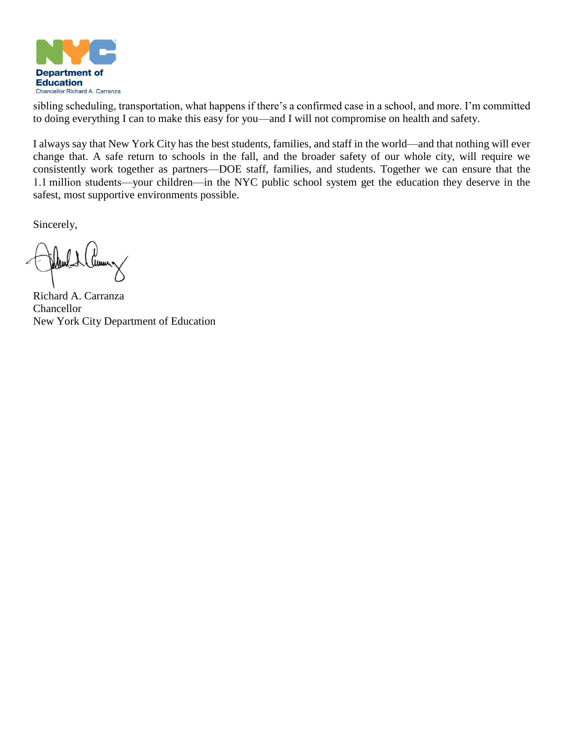sibling scheduling, transportation, what happens if there's a confirmed case in a school, and more. I'm committed to doing everything I can to make this easy for you—and I will not compromise on health and safety.

I always say that New York City has the best students, families, and staff in the world—and that nothing will ever change that. A safe return to schools in the fall, and the broader safety of our whole city, will require we consistently work together as partners—DOE staff, families, and students. Together we can ensure that the 1.1 million students—your children—in the NYC public school system get the education they deserve in the safest, most supportive environments possible.

Sincerely,

Richard A. Carranza
Chancellor
New York City Department of Education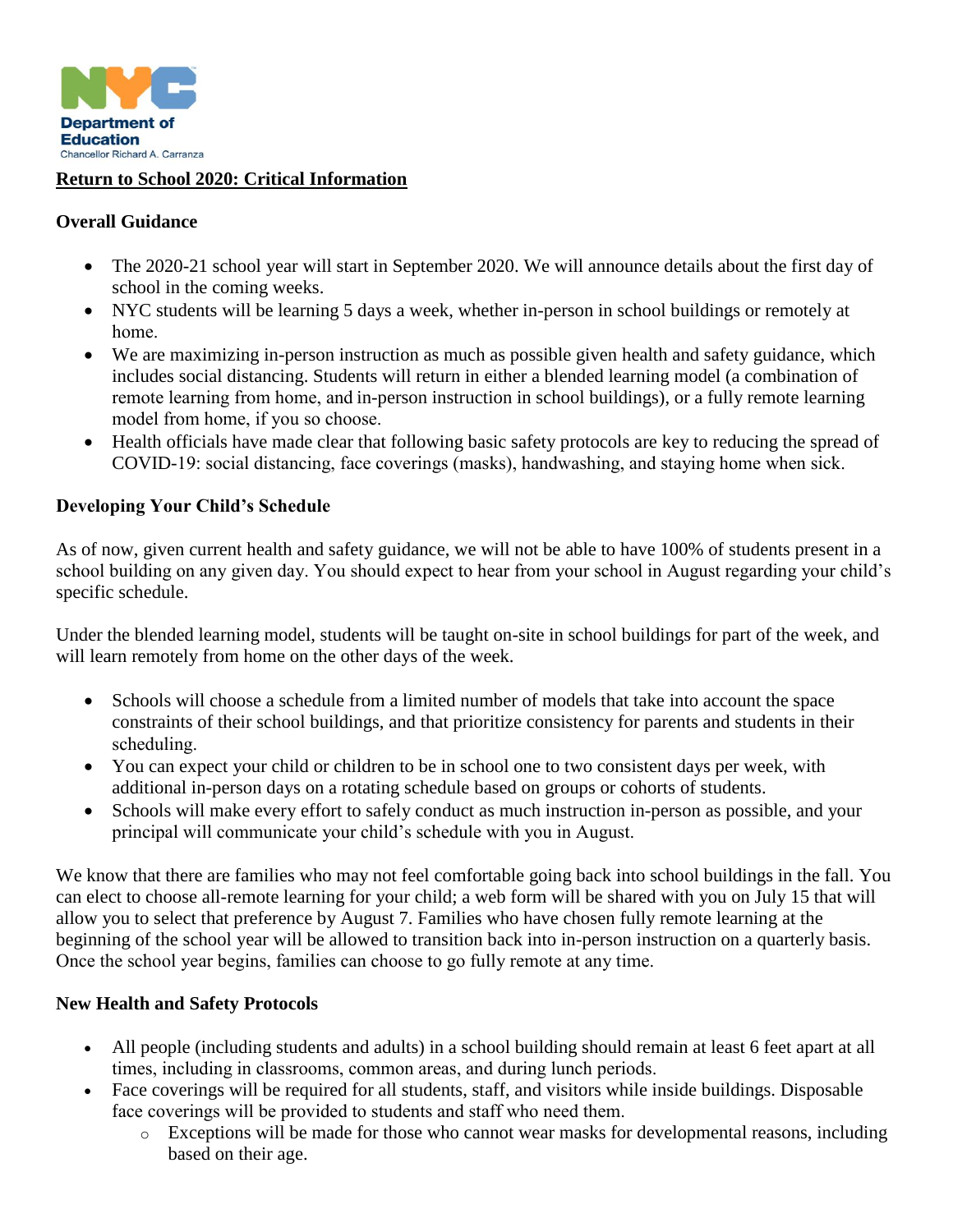**NYC Department of Education**
Chancellor Richard A. Carranza

## Return to School 2020: Critical Information

### Overall Guidance

- The 2020-21 school year will start in September 2020. We will announce details about the first day of school in the coming weeks.
- NYC students will be learning 5 days a week, whether in-person in school buildings or remotely at home.
- We are maximizing in-person instruction as much as possible given health and safety guidance, which includes social distancing. Students will return in either a blended learning model (a combination of remote learning from home, and in-person instruction in school buildings), or a fully remote learning model from home, if you so choose.
- Health officials have made clear that following basic safety protocols are key to reducing the spread of COVID-19: social distancing, face coverings (masks), handwashing, and staying home when sick.

### Developing Your Child's Schedule

As of now, given current health and safety guidance, we will not be able to have 100% of students present in a school building on any given day. You should expect to hear from your school in August regarding your child's specific schedule.

Under the blended learning model, students will be taught on-site in school buildings for part of the week, and will learn remotely from home on the other days of the week.

- Schools will choose a schedule from a limited number of models that take into account the space constraints of their school buildings, and that prioritize consistency for parents and students in their scheduling.
- You can expect your child or children to be in school one to two consistent days per week, with additional in-person days on a rotating schedule based on groups or cohorts of students.
- Schools will make every effort to safely conduct as much instruction in-person as possible, and your principal will communicate your child's schedule with you in August.

We know that there are families who may not feel comfortable going back into school buildings in the fall. You can elect to choose all-remote learning for your child; a web form will be shared with you on July 15 that will allow you to select that preference by August 7. Families who have chosen fully remote learning at the beginning of the school year will be allowed to transition back into in-person instruction on a quarterly basis. Once the school year begins, families can choose to go fully remote at any time.

### New Health and Safety Protocols

- All people (including students and adults) in a school building should remain at least 6 feet apart at all times, including in classrooms, common areas, and during lunch periods.
- Face coverings will be required for all students, staff, and visitors while inside buildings. Disposable face coverings will be provided to students and staff who need them.
  - Exceptions will be made for those who cannot wear masks for developmental reasons, including based on their age.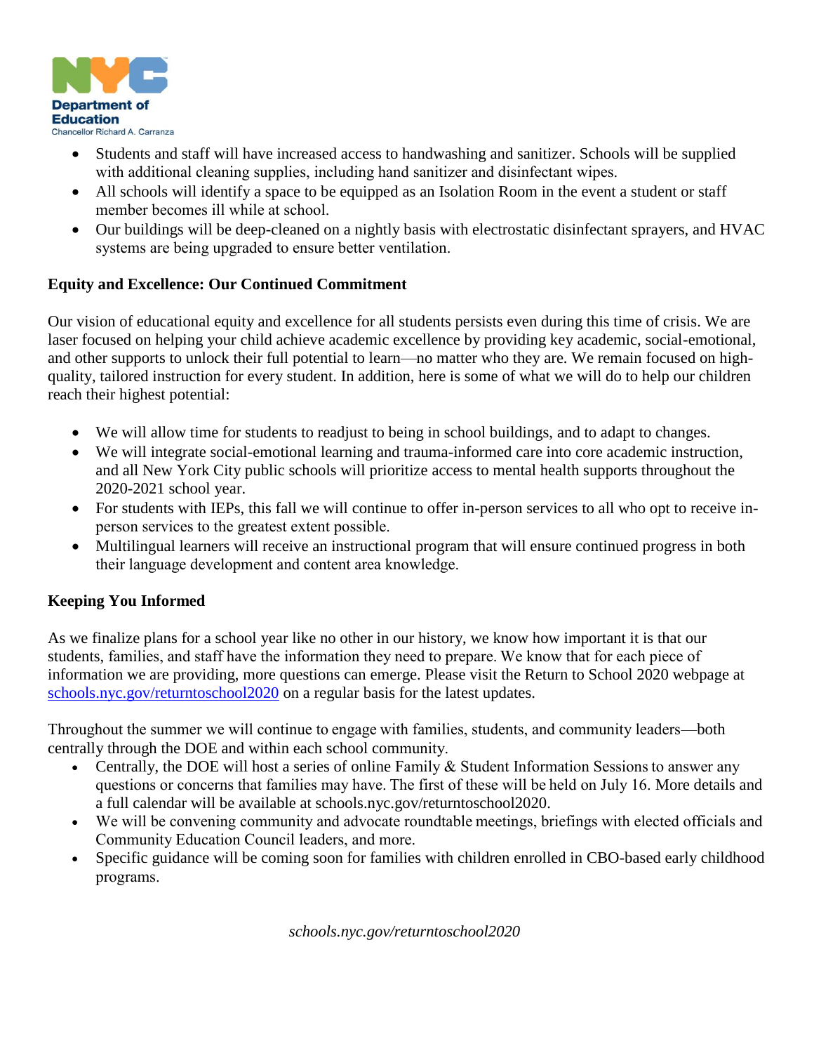- Students and staff will have increased access to handwashing and sanitizer. Schools will be supplied with additional cleaning supplies, including hand sanitizer and disinfectant wipes.
- All schools will identify a space to be equipped as an Isolation Room in the event a student or staff member becomes ill while at school.
- Our buildings will be deep-cleaned on a nightly basis with electrostatic disinfectant sprayers, and HVAC systems are being upgraded to ensure better ventilation.

**Equity and Excellence: Our Continued Commitment**

Our vision of educational equity and excellence for all students persists even during this time of crisis. We are laser focused on helping your child achieve academic excellence by providing key academic, social-emotional, and other supports to unlock their full potential to learn—no matter who they are. We remain focused on high-quality, tailored instruction for every student. In addition, here is some of what we will do to help our children reach their highest potential:

- We will allow time for students to readjust to being in school buildings, and to adapt to changes.
- We will integrate social-emotional learning and trauma-informed care into core academic instruction, and all New York City public schools will prioritize access to mental health supports throughout the 2020-2021 school year.
- For students with IEPs, this fall we will continue to offer in-person services to all who opt to receive in-person services to the greatest extent possible.
- Multilingual learners will receive an instructional program that will ensure continued progress in both their language development and content area knowledge.

**Keeping You Informed**

As we finalize plans for a school year like no other in our history, we know how important it is that our students, families, and staff have the information they need to prepare. We know that for each piece of information we are providing, more questions can emerge. Please visit the Return to School 2020 webpage at [schools.nyc.gov/returntoschool2020](schools.nyc.gov/returntoschool2020) on a regular basis for the latest updates.

Throughout the summer we will continue to engage with families, students, and community leaders—both centrally through the DOE and within each school community.

- Centrally, the DOE will host a series of online Family & Student Information Sessions to answer any questions or concerns that families may have. The first of these will be held on July 16. More details and a full calendar will be available at schools.nyc.gov/returntoschool2020.
- We will be convening community and advocate roundtable meetings, briefings with elected officials and Community Education Council leaders, and more.
- Specific guidance will be coming soon for families with children enrolled in CBO-based early childhood programs.

*schools.nyc.gov/returntoschool2020*